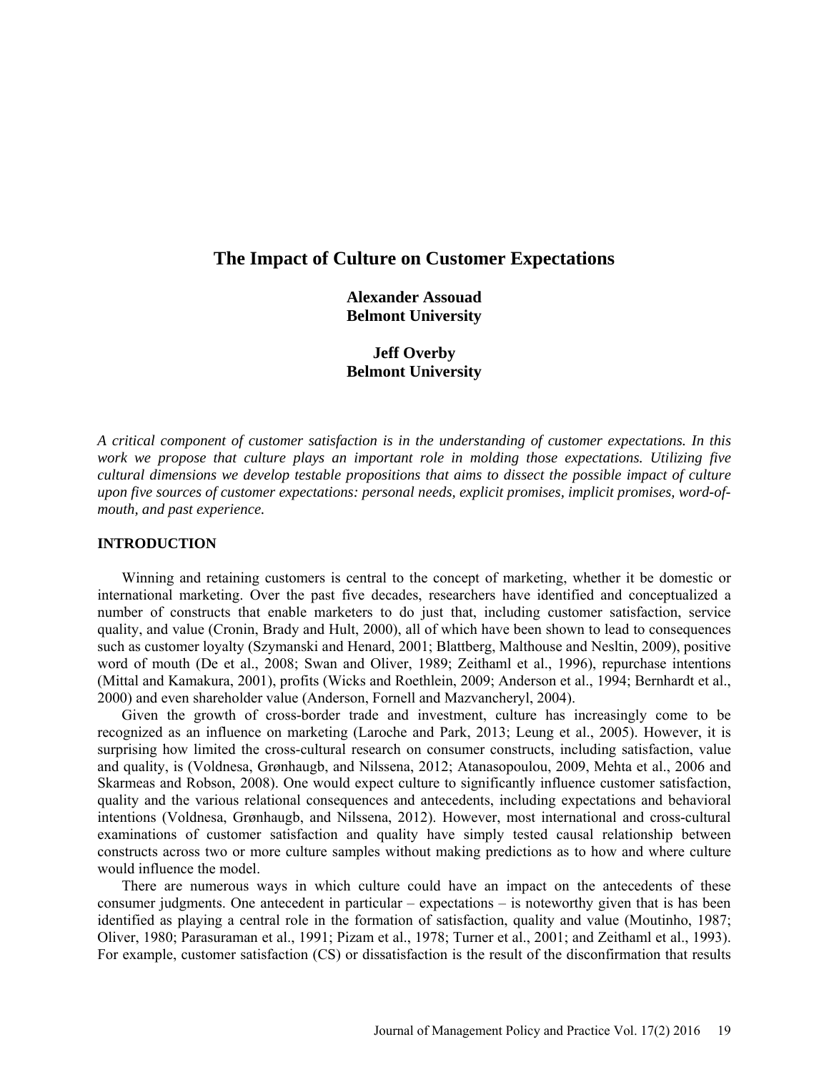# The Impact of Culture on Customer Expectations

**Alexander Assouad**
**Belmont University**

**Jeff Overby**
**Belmont University**

*A critical component of customer satisfaction is in the understanding of customer expectations. In this work we propose that culture plays an important role in molding those expectations. Utilizing five cultural dimensions we develop testable propositions that aims to dissect the possible impact of culture upon five sources of customer expectations: personal needs, explicit promises, implicit promises, word-of-mouth, and past experience.*

## INTRODUCTION

Winning and retaining customers is central to the concept of marketing, whether it be domestic or international marketing. Over the past five decades, researchers have identified and conceptualized a number of constructs that enable marketers to do just that, including customer satisfaction, service quality, and value (Cronin, Brady and Hult, 2000), all of which have been shown to lead to consequences such as customer loyalty (Szymanski and Henard, 2001; Blattberg, Malthouse and Nesltin, 2009), positive word of mouth (De et al., 2008; Swan and Oliver, 1989; Zeithaml et al., 1996), repurchase intentions (Mittal and Kamakura, 2001), profits (Wicks and Roethlein, 2009; Anderson et al., 1994; Bernhardt et al., 2000) and even shareholder value (Anderson, Fornell and Mazvancheryl, 2004).

Given the growth of cross-border trade and investment, culture has increasingly come to be recognized as an influence on marketing (Laroche and Park, 2013; Leung et al., 2005). However, it is surprising how limited the cross-cultural research on consumer constructs, including satisfaction, value and quality, is (Voldnesa, Grønhaugb, and Nilssena, 2012; Atanasopoulou, 2009, Mehta et al., 2006 and Skarmeas and Robson, 2008). One would expect culture to significantly influence customer satisfaction, quality and the various relational consequences and antecedents, including expectations and behavioral intentions (Voldnesa, Grønhaugb, and Nilssena, 2012). However, most international and cross-cultural examinations of customer satisfaction and quality have simply tested causal relationship between constructs across two or more culture samples without making predictions as to how and where culture would influence the model.

There are numerous ways in which culture could have an impact on the antecedents of these consumer judgments. One antecedent in particular – expectations – is noteworthy given that is has been identified as playing a central role in the formation of satisfaction, quality and value (Moutinho, 1987; Oliver, 1980; Parasuraman et al., 1991; Pizam et al., 1978; Turner et al., 2001; and Zeithaml et al., 1993). For example, customer satisfaction (CS) or dissatisfaction is the result of the disconfirmation that results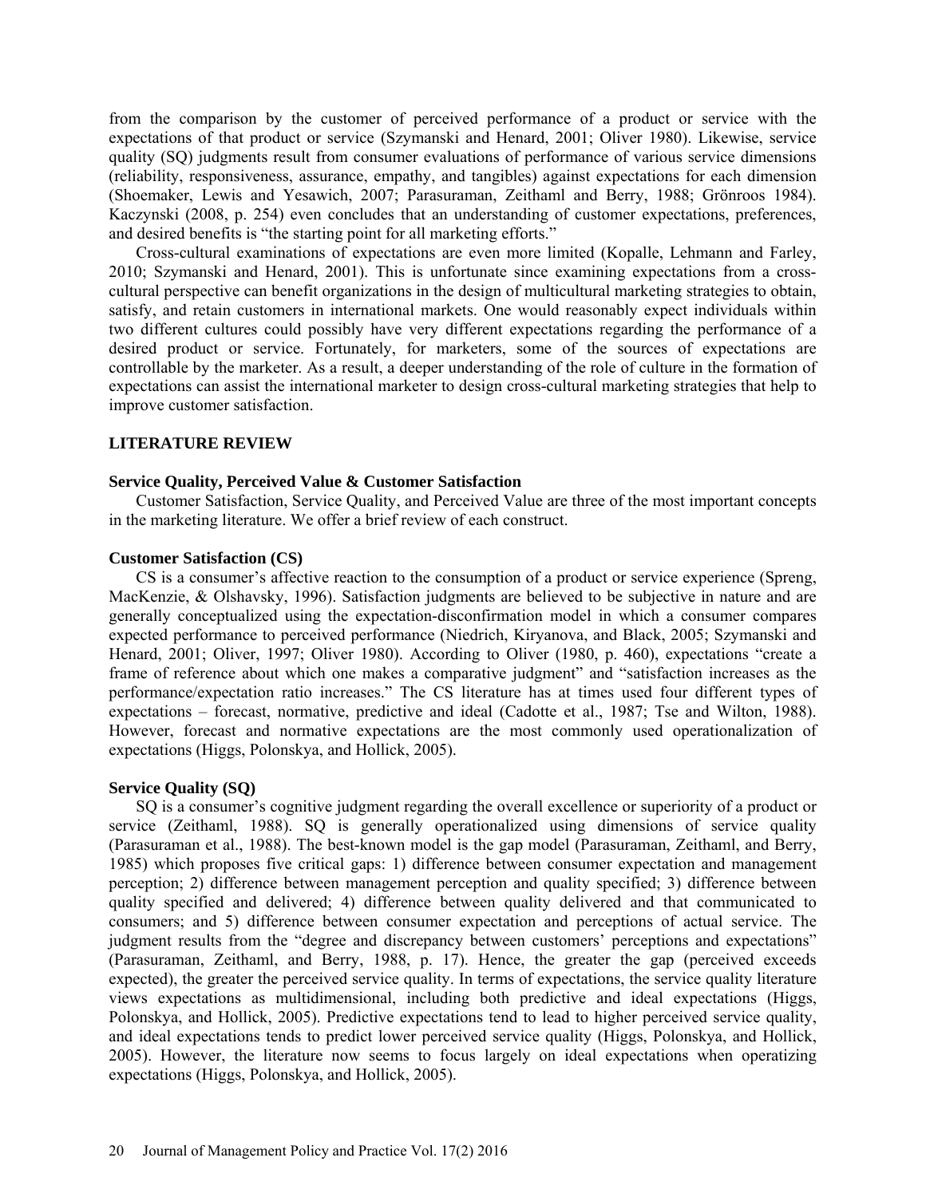from the comparison by the customer of perceived performance of a product or service with the expectations of that product or service (Szymanski and Henard, 2001; Oliver 1980). Likewise, service quality (SQ) judgments result from consumer evaluations of performance of various service dimensions (reliability, responsiveness, assurance, empathy, and tangibles) against expectations for each dimension (Shoemaker, Lewis and Yesawich, 2007; Parasuraman, Zeithaml and Berry, 1988; Grönroos 1984). Kaczynski (2008, p. 254) even concludes that an understanding of customer expectations, preferences, and desired benefits is "the starting point for all marketing efforts."

Cross-cultural examinations of expectations are even more limited (Kopalle, Lehmann and Farley, 2010; Szymanski and Henard, 2001). This is unfortunate since examining expectations from a cross-cultural perspective can benefit organizations in the design of multicultural marketing strategies to obtain, satisfy, and retain customers in international markets. One would reasonably expect individuals within two different cultures could possibly have very different expectations regarding the performance of a desired product or service. Fortunately, for marketers, some of the sources of expectations are controllable by the marketer. As a result, a deeper understanding of the role of culture in the formation of expectations can assist the international marketer to design cross-cultural marketing strategies that help to improve customer satisfaction.

## LITERATURE REVIEW

### Service Quality, Perceived Value & Customer Satisfaction

Customer Satisfaction, Service Quality, and Perceived Value are three of the most important concepts in the marketing literature. We offer a brief review of each construct.

### Customer Satisfaction (CS)

CS is a consumer's affective reaction to the consumption of a product or service experience (Spreng, MacKenzie, & Olshavsky, 1996). Satisfaction judgments are believed to be subjective in nature and are generally conceptualized using the expectation-disconfirmation model in which a consumer compares expected performance to perceived performance (Niedrich, Kiryanova, and Black, 2005; Szymanski and Henard, 2001; Oliver, 1997; Oliver 1980). According to Oliver (1980, p. 460), expectations "create a frame of reference about which one makes a comparative judgment" and "satisfaction increases as the performance/expectation ratio increases." The CS literature has at times used four different types of expectations – forecast, normative, predictive and ideal (Cadotte et al., 1987; Tse and Wilton, 1988). However, forecast and normative expectations are the most commonly used operationalization of expectations (Higgs, Polonskya, and Hollick, 2005).

### Service Quality (SQ)

SQ is a consumer's cognitive judgment regarding the overall excellence or superiority of a product or service (Zeithaml, 1988). SQ is generally operationalized using dimensions of service quality (Parasuraman et al., 1988). The best-known model is the gap model (Parasuraman, Zeithaml, and Berry, 1985) which proposes five critical gaps: 1) difference between consumer expectation and management perception; 2) difference between management perception and quality specified; 3) difference between quality specified and delivered; 4) difference between quality delivered and that communicated to consumers; and 5) difference between consumer expectation and perceptions of actual service. The judgment results from the "degree and discrepancy between customers' perceptions and expectations" (Parasuraman, Zeithaml, and Berry, 1988, p. 17). Hence, the greater the gap (perceived exceeds expected), the greater the perceived service quality. In terms of expectations, the service quality literature views expectations as multidimensional, including both predictive and ideal expectations (Higgs, Polonskya, and Hollick, 2005). Predictive expectations tend to lead to higher perceived service quality, and ideal expectations tends to predict lower perceived service quality (Higgs, Polonskya, and Hollick, 2005). However, the literature now seems to focus largely on ideal expectations when operatizing expectations (Higgs, Polonskya, and Hollick, 2005).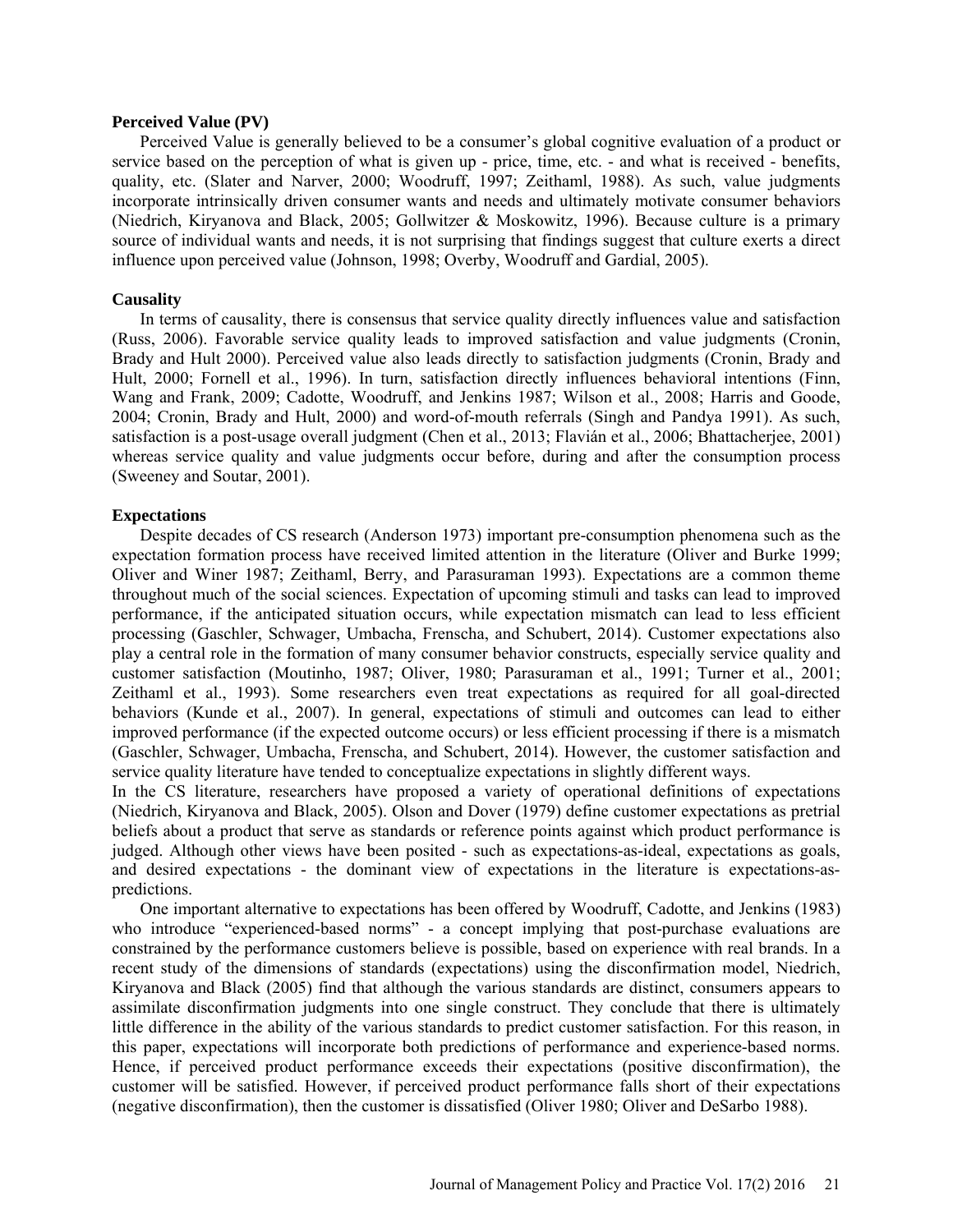### Perceived Value (PV)

Perceived Value is generally believed to be a consumer's global cognitive evaluation of a product or service based on the perception of what is given up - price, time, etc. - and what is received - benefits, quality, etc. (Slater and Narver, 2000; Woodruff, 1997; Zeithaml, 1988). As such, value judgments incorporate intrinsically driven consumer wants and needs and ultimately motivate consumer behaviors (Niedrich, Kiryanova and Black, 2005; Gollwitzer & Moskowitz, 1996). Because culture is a primary source of individual wants and needs, it is not surprising that findings suggest that culture exerts a direct influence upon perceived value (Johnson, 1998; Overby, Woodruff and Gardial, 2005).

### Causality

In terms of causality, there is consensus that service quality directly influences value and satisfaction (Russ, 2006). Favorable service quality leads to improved satisfaction and value judgments (Cronin, Brady and Hult 2000). Perceived value also leads directly to satisfaction judgments (Cronin, Brady and Hult, 2000; Fornell et al., 1996). In turn, satisfaction directly influences behavioral intentions (Finn, Wang and Frank, 2009; Cadotte, Woodruff, and Jenkins 1987; Wilson et al., 2008; Harris and Goode, 2004; Cronin, Brady and Hult, 2000) and word-of-mouth referrals (Singh and Pandya 1991). As such, satisfaction is a post-usage overall judgment (Chen et al., 2013; Flavián et al., 2006; Bhattacherjee, 2001) whereas service quality and value judgments occur before, during and after the consumption process (Sweeney and Soutar, 2001).

### Expectations

Despite decades of CS research (Anderson 1973) important pre-consumption phenomena such as the expectation formation process have received limited attention in the literature (Oliver and Burke 1999; Oliver and Winer 1987; Zeithaml, Berry, and Parasuraman 1993). Expectations are a common theme throughout much of the social sciences. Expectation of upcoming stimuli and tasks can lead to improved performance, if the anticipated situation occurs, while expectation mismatch can lead to less efficient processing (Gaschler, Schwager, Umbacha, Frenscha, and Schubert, 2014). Customer expectations also play a central role in the formation of many consumer behavior constructs, especially service quality and customer satisfaction (Moutinho, 1987; Oliver, 1980; Parasuraman et al., 1991; Turner et al., 2001; Zeithaml et al., 1993). Some researchers even treat expectations as required for all goal-directed behaviors (Kunde et al., 2007). In general, expectations of stimuli and outcomes can lead to either improved performance (if the expected outcome occurs) or less efficient processing if there is a mismatch (Gaschler, Schwager, Umbacha, Frenscha, and Schubert, 2014). However, the customer satisfaction and service quality literature have tended to conceptualize expectations in slightly different ways.

In the CS literature, researchers have proposed a variety of operational definitions of expectations (Niedrich, Kiryanova and Black, 2005). Olson and Dover (1979) define customer expectations as pretrial beliefs about a product that serve as standards or reference points against which product performance is judged. Although other views have been posited - such as expectations-as-ideal, expectations as goals, and desired expectations - the dominant view of expectations in the literature is expectations-as-predictions.

One important alternative to expectations has been offered by Woodruff, Cadotte, and Jenkins (1983) who introduce "experienced-based norms" - a concept implying that post-purchase evaluations are constrained by the performance customers believe is possible, based on experience with real brands. In a recent study of the dimensions of standards (expectations) using the disconfirmation model, Niedrich, Kiryanova and Black (2005) find that although the various standards are distinct, consumers appears to assimilate disconfirmation judgments into one single construct. They conclude that there is ultimately little difference in the ability of the various standards to predict customer satisfaction. For this reason, in this paper, expectations will incorporate both predictions of performance and experience-based norms. Hence, if perceived product performance exceeds their expectations (positive disconfirmation), the customer will be satisfied. However, if perceived product performance falls short of their expectations (negative disconfirmation), then the customer is dissatisfied (Oliver 1980; Oliver and DeSarbo 1988).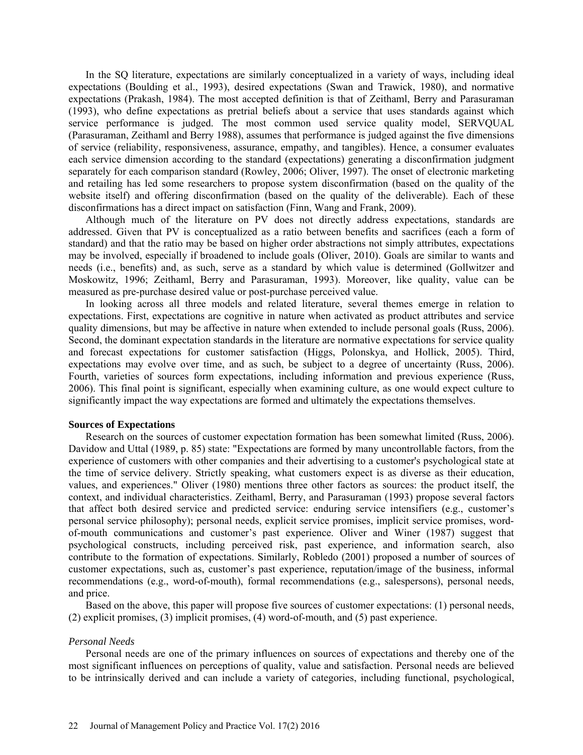In the SQ literature, expectations are similarly conceptualized in a variety of ways, including ideal expectations (Boulding et al., 1993), desired expectations (Swan and Trawick, 1980), and normative expectations (Prakash, 1984). The most accepted definition is that of Zeithaml, Berry and Parasuraman (1993), who define expectations as pretrial beliefs about a service that uses standards against which service performance is judged. The most common used service quality model, SERVQUAL (Parasuraman, Zeithaml and Berry 1988), assumes that performance is judged against the five dimensions of service (reliability, responsiveness, assurance, empathy, and tangibles). Hence, a consumer evaluates each service dimension according to the standard (expectations) generating a disconfirmation judgment separately for each comparison standard (Rowley, 2006; Oliver, 1997). The onset of electronic marketing and retailing has led some researchers to propose system disconfirmation (based on the quality of the website itself) and offering disconfirmation (based on the quality of the deliverable). Each of these disconfirmations has a direct impact on satisfaction (Finn, Wang and Frank, 2009).

Although much of the literature on PV does not directly address expectations, standards are addressed. Given that PV is conceptualized as a ratio between benefits and sacrifices (each a form of standard) and that the ratio may be based on higher order abstractions not simply attributes, expectations may be involved, especially if broadened to include goals (Oliver, 2010). Goals are similar to wants and needs (i.e., benefits) and, as such, serve as a standard by which value is determined (Gollwitzer and Moskowitz, 1996; Zeithaml, Berry and Parasuraman, 1993). Moreover, like quality, value can be measured as pre-purchase desired value or post-purchase perceived value.

In looking across all three models and related literature, several themes emerge in relation to expectations. First, expectations are cognitive in nature when activated as product attributes and service quality dimensions, but may be affective in nature when extended to include personal goals (Russ, 2006). Second, the dominant expectation standards in the literature are normative expectations for service quality and forecast expectations for customer satisfaction (Higgs, Polonskya, and Hollick, 2005). Third, expectations may evolve over time, and as such, be subject to a degree of uncertainty (Russ, 2006). Fourth, varieties of sources form expectations, including information and previous experience (Russ, 2006). This final point is significant, especially when examining culture, as one would expect culture to significantly impact the way expectations are formed and ultimately the expectations themselves.

**Sources of Expectations**

Research on the sources of customer expectation formation has been somewhat limited (Russ, 2006). Davidow and Uttal (1989, p. 85) state: "Expectations are formed by many uncontrollable factors, from the experience of customers with other companies and their advertising to a customer's psychological state at the time of service delivery. Strictly speaking, what customers expect is as diverse as their education, values, and experiences." Oliver (1980) mentions three other factors as sources: the product itself, the context, and individual characteristics. Zeithaml, Berry, and Parasuraman (1993) propose several factors that affect both desired service and predicted service: enduring service intensifiers (e.g., customer's personal service philosophy); personal needs, explicit service promises, implicit service promises, word-of-mouth communications and customer's past experience. Oliver and Winer (1987) suggest that psychological constructs, including perceived risk, past experience, and information search, also contribute to the formation of expectations. Similarly, Robledo (2001) proposed a number of sources of customer expectations, such as, customer's past experience, reputation/image of the business, informal recommendations (e.g., word-of-mouth), formal recommendations (e.g., salespersons), personal needs, and price.

Based on the above, this paper will propose five sources of customer expectations: (1) personal needs, (2) explicit promises, (3) implicit promises, (4) word-of-mouth, and (5) past experience.

*Personal Needs*

Personal needs are one of the primary influences on sources of expectations and thereby one of the most significant influences on perceptions of quality, value and satisfaction. Personal needs are believed to be intrinsically derived and can include a variety of categories, including functional, psychological,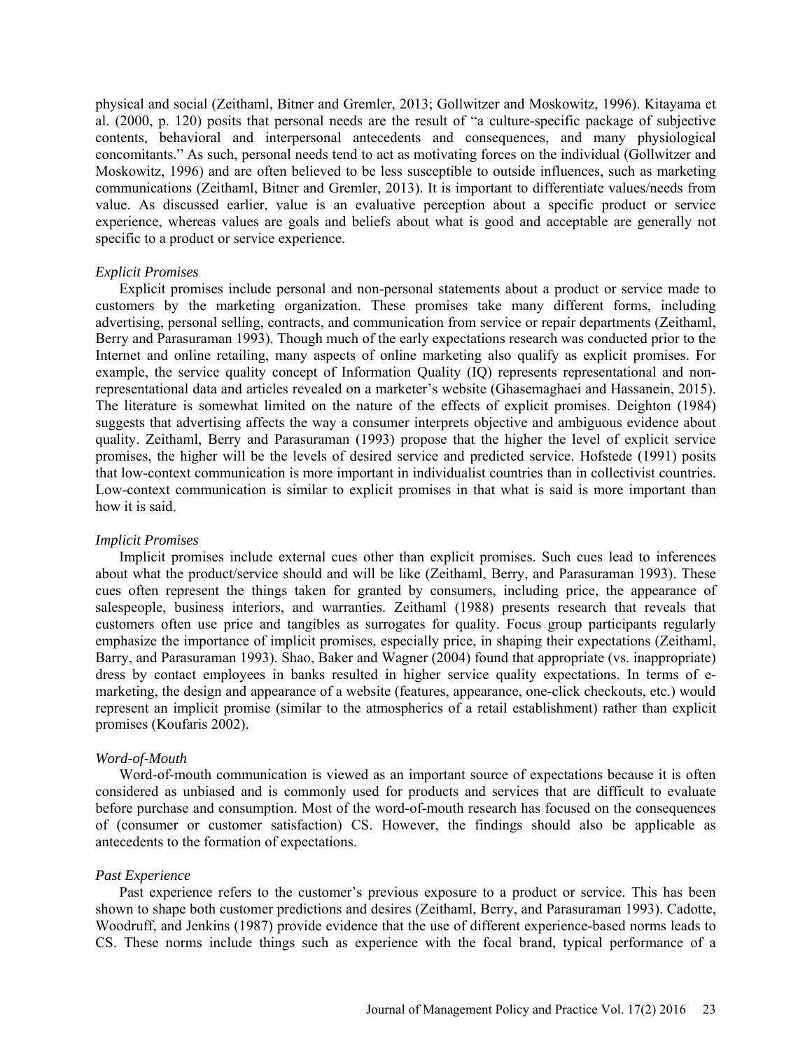physical and social (Zeithaml, Bitner and Gremler, 2013; Gollwitzer and Moskowitz, 1996). Kitayama et al. (2000, p. 120) posits that personal needs are the result of "a culture-specific package of subjective contents, behavioral and interpersonal antecedents and consequences, and many physiological concomitants." As such, personal needs tend to act as motivating forces on the individual (Gollwitzer and Moskowitz, 1996) and are often believed to be less susceptible to outside influences, such as marketing communications (Zeithaml, Bitner and Gremler, 2013). It is important to differentiate values/needs from value. As discussed earlier, value is an evaluative perception about a specific product or service experience, whereas values are goals and beliefs about what is good and acceptable are generally not specific to a product or service experience.

### *Explicit Promises*

Explicit promises include personal and non-personal statements about a product or service made to customers by the marketing organization. These promises take many different forms, including advertising, personal selling, contracts, and communication from service or repair departments (Zeithaml, Berry and Parasuraman 1993). Though much of the early expectations research was conducted prior to the Internet and online retailing, many aspects of online marketing also qualify as explicit promises. For example, the service quality concept of Information Quality (IQ) represents representational and non-representational data and articles revealed on a marketer's website (Ghasemaghaei and Hassanein, 2015). The literature is somewhat limited on the nature of the effects of explicit promises. Deighton (1984) suggests that advertising affects the way a consumer interprets objective and ambiguous evidence about quality. Zeithaml, Berry and Parasuraman (1993) propose that the higher the level of explicit service promises, the higher will be the levels of desired service and predicted service. Hofstede (1991) posits that low-context communication is more important in individualist countries than in collectivist countries. Low-context communication is similar to explicit promises in that what is said is more important than how it is said.

### *Implicit Promises*

Implicit promises include external cues other than explicit promises. Such cues lead to inferences about what the product/service should and will be like (Zeithaml, Berry, and Parasuraman 1993). These cues often represent the things taken for granted by consumers, including price, the appearance of salespeople, business interiors, and warranties. Zeithaml (1988) presents research that reveals that customers often use price and tangibles as surrogates for quality. Focus group participants regularly emphasize the importance of implicit promises, especially price, in shaping their expectations (Zeithaml, Barry, and Parasuraman 1993). Shao, Baker and Wagner (2004) found that appropriate (vs. inappropriate) dress by contact employees in banks resulted in higher service quality expectations. In terms of e-marketing, the design and appearance of a website (features, appearance, one-click checkouts, etc.) would represent an implicit promise (similar to the atmospherics of a retail establishment) rather than explicit promises (Koufaris 2002).

### *Word-of-Mouth*

Word-of-mouth communication is viewed as an important source of expectations because it is often considered as unbiased and is commonly used for products and services that are difficult to evaluate before purchase and consumption. Most of the word-of-mouth research has focused on the consequences of (consumer or customer satisfaction) CS. However, the findings should also be applicable as antecedents to the formation of expectations.

### *Past Experience*

Past experience refers to the customer's previous exposure to a product or service. This has been shown to shape both customer predictions and desires (Zeithaml, Berry, and Parasuraman 1993). Cadotte, Woodruff, and Jenkins (1987) provide evidence that the use of different experience-based norms leads to CS. These norms include things such as experience with the focal brand, typical performance of a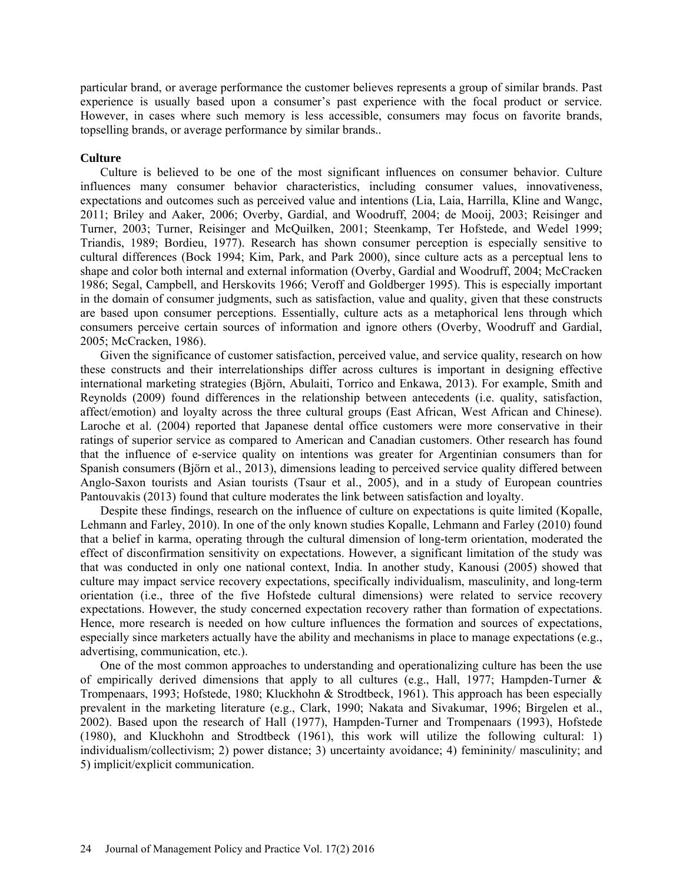particular brand, or average performance the customer believes represents a group of similar brands. Past experience is usually based upon a consumer's past experience with the focal product or service. However, in cases where such memory is less accessible, consumers may focus on favorite brands, topselling brands, or average performance by similar brands..

### Culture

Culture is believed to be one of the most significant influences on consumer behavior. Culture influences many consumer behavior characteristics, including consumer values, innovativeness, expectations and outcomes such as perceived value and intentions (Lia, Laia, Harrilla, Kline and Wangc, 2011; Briley and Aaker, 2006; Overby, Gardial, and Woodruff, 2004; de Mooij, 2003; Reisinger and Turner, 2003; Turner, Reisinger and McQuilken, 2001; Steenkamp, Ter Hofstede, and Wedel 1999; Triandis, 1989; Bordieu, 1977). Research has shown consumer perception is especially sensitive to cultural differences (Bock 1994; Kim, Park, and Park 2000), since culture acts as a perceptual lens to shape and color both internal and external information (Overby, Gardial and Woodruff, 2004; McCracken 1986; Segal, Campbell, and Herskovits 1966; Veroff and Goldberger 1995). This is especially important in the domain of consumer judgments, such as satisfaction, value and quality, given that these constructs are based upon consumer perceptions. Essentially, culture acts as a metaphorical lens through which consumers perceive certain sources of information and ignore others (Overby, Woodruff and Gardial, 2005; McCracken, 1986).

Given the significance of customer satisfaction, perceived value, and service quality, research on how these constructs and their interrelationships differ across cultures is important in designing effective international marketing strategies (Björn, Abulaiti, Torrico and Enkawa, 2013). For example, Smith and Reynolds (2009) found differences in the relationship between antecedents (i.e. quality, satisfaction, affect/emotion) and loyalty across the three cultural groups (East African, West African and Chinese). Laroche et al. (2004) reported that Japanese dental office customers were more conservative in their ratings of superior service as compared to American and Canadian customers. Other research has found that the influence of e-service quality on intentions was greater for Argentinian consumers than for Spanish consumers (Björn et al., 2013), dimensions leading to perceived service quality differed between Anglo-Saxon tourists and Asian tourists (Tsaur et al., 2005), and in a study of European countries Pantouvakis (2013) found that culture moderates the link between satisfaction and loyalty.

Despite these findings, research on the influence of culture on expectations is quite limited (Kopalle, Lehmann and Farley, 2010). In one of the only known studies Kopalle, Lehmann and Farley (2010) found that a belief in karma, operating through the cultural dimension of long-term orientation, moderated the effect of disconfirmation sensitivity on expectations. However, a significant limitation of the study was that was conducted in only one national context, India. In another study, Kanousi (2005) showed that culture may impact service recovery expectations, specifically individualism, masculinity, and long-term orientation (i.e., three of the five Hofstede cultural dimensions) were related to service recovery expectations. However, the study concerned expectation recovery rather than formation of expectations. Hence, more research is needed on how culture influences the formation and sources of expectations, especially since marketers actually have the ability and mechanisms in place to manage expectations (e.g., advertising, communication, etc.).

One of the most common approaches to understanding and operationalizing culture has been the use of empirically derived dimensions that apply to all cultures (e.g., Hall, 1977; Hampden-Turner & Trompenaars, 1993; Hofstede, 1980; Kluckhohn & Strodtbeck, 1961). This approach has been especially prevalent in the marketing literature (e.g., Clark, 1990; Nakata and Sivakumar, 1996; Birgelen et al., 2002). Based upon the research of Hall (1977), Hampden-Turner and Trompenaars (1993), Hofstede (1980), and Kluckhohn and Strodtbeck (1961), this work will utilize the following cultural: 1) individualism/collectivism; 2) power distance; 3) uncertainty avoidance; 4) femininity/ masculinity; and 5) implicit/explicit communication.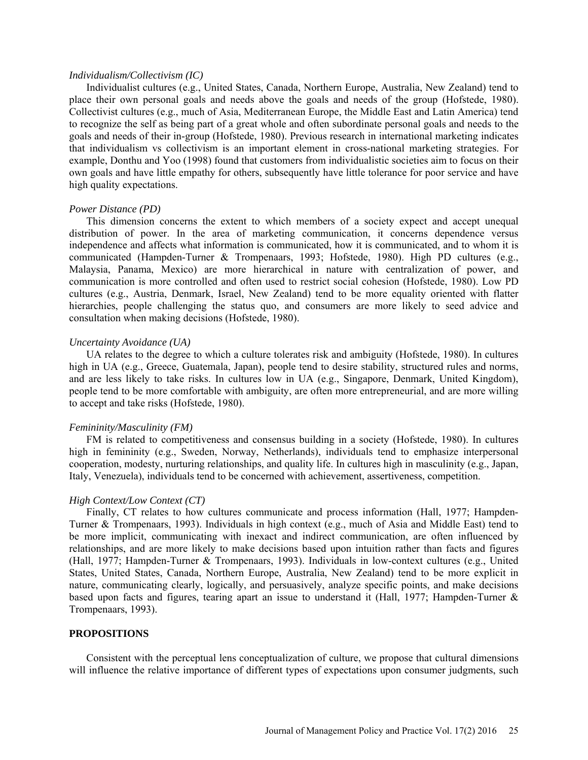*Individualism/Collectivism (IC)*

Individualist cultures (e.g., United States, Canada, Northern Europe, Australia, New Zealand) tend to place their own personal goals and needs above the goals and needs of the group (Hofstede, 1980). Collectivist cultures (e.g., much of Asia, Mediterranean Europe, the Middle East and Latin America) tend to recognize the self as being part of a great whole and often subordinate personal goals and needs to the goals and needs of their in-group (Hofstede, 1980). Previous research in international marketing indicates that individualism vs collectivism is an important element in cross-national marketing strategies. For example, Donthu and Yoo (1998) found that customers from individualistic societies aim to focus on their own goals and have little empathy for others, subsequently have little tolerance for poor service and have high quality expectations.

*Power Distance (PD)*

This dimension concerns the extent to which members of a society expect and accept unequal distribution of power. In the area of marketing communication, it concerns dependence versus independence and affects what information is communicated, how it is communicated, and to whom it is communicated (Hampden-Turner & Trompenaars, 1993; Hofstede, 1980). High PD cultures (e.g., Malaysia, Panama, Mexico) are more hierarchical in nature with centralization of power, and communication is more controlled and often used to restrict social cohesion (Hofstede, 1980). Low PD cultures (e.g., Austria, Denmark, Israel, New Zealand) tend to be more equality oriented with flatter hierarchies, people challenging the status quo, and consumers are more likely to seed advice and consultation when making decisions (Hofstede, 1980).

*Uncertainty Avoidance (UA)*

UA relates to the degree to which a culture tolerates risk and ambiguity (Hofstede, 1980). In cultures high in UA (e.g., Greece, Guatemala, Japan), people tend to desire stability, structured rules and norms, and are less likely to take risks. In cultures low in UA (e.g., Singapore, Denmark, United Kingdom), people tend to be more comfortable with ambiguity, are often more entrepreneurial, and are more willing to accept and take risks (Hofstede, 1980).

*Femininity/Masculinity (FM)*

FM is related to competitiveness and consensus building in a society (Hofstede, 1980). In cultures high in femininity (e.g., Sweden, Norway, Netherlands), individuals tend to emphasize interpersonal cooperation, modesty, nurturing relationships, and quality life. In cultures high in masculinity (e.g., Japan, Italy, Venezuela), individuals tend to be concerned with achievement, assertiveness, competition.

*High Context/Low Context (CT)*

Finally, CT relates to how cultures communicate and process information (Hall, 1977; Hampden-Turner & Trompenaars, 1993). Individuals in high context (e.g., much of Asia and Middle East) tend to be more implicit, communicating with inexact and indirect communication, are often influenced by relationships, and are more likely to make decisions based upon intuition rather than facts and figures (Hall, 1977; Hampden-Turner & Trompenaars, 1993). Individuals in low-context cultures (e.g., United States, United States, Canada, Northern Europe, Australia, New Zealand) tend to be more explicit in nature, communicating clearly, logically, and persuasively, analyze specific points, and make decisions based upon facts and figures, tearing apart an issue to understand it (Hall, 1977; Hampden-Turner & Trompenaars, 1993).

## PROPOSITIONS

Consistent with the perceptual lens conceptualization of culture, we propose that cultural dimensions will influence the relative importance of different types of expectations upon consumer judgments, such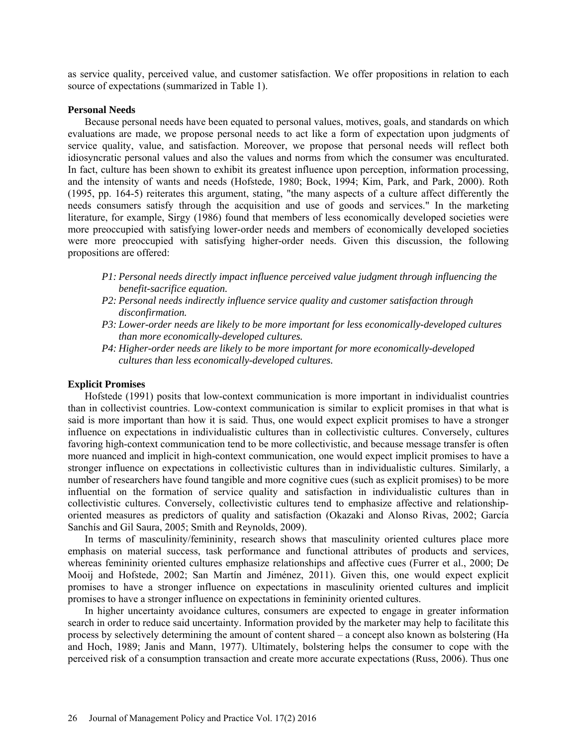as service quality, perceived value, and customer satisfaction. We offer propositions in relation to each source of expectations (summarized in Table 1).

**Personal Needs**

Because personal needs have been equated to personal values, motives, goals, and standards on which evaluations are made, we propose personal needs to act like a form of expectation upon judgments of service quality, value, and satisfaction. Moreover, we propose that personal needs will reflect both idiosyncratic personal values and also the values and norms from which the consumer was enculturated. In fact, culture has been shown to exhibit its greatest influence upon perception, information processing, and the intensity of wants and needs (Hofstede, 1980; Bock, 1994; Kim, Park, and Park, 2000). Roth (1995, pp. 164-5) reiterates this argument, stating, "the many aspects of a culture affect differently the needs consumers satisfy through the acquisition and use of goods and services." In the marketing literature, for example, Sirgy (1986) found that members of less economically developed societies were more preoccupied with satisfying lower-order needs and members of economically developed societies were more preoccupied with satisfying higher-order needs. Given this discussion, the following propositions are offered:

- *P1: Personal needs directly impact influence perceived value judgment through influencing the benefit-sacrifice equation.*
- *P2: Personal needs indirectly influence service quality and customer satisfaction through disconfirmation.*
- *P3: Lower-order needs are likely to be more important for less economically-developed cultures than more economically-developed cultures.*
- *P4: Higher-order needs are likely to be more important for more economically-developed cultures than less economically-developed cultures.*

**Explicit Promises**

Hofstede (1991) posits that low-context communication is more important in individualist countries than in collectivist countries. Low-context communication is similar to explicit promises in that what is said is more important than how it is said. Thus, one would expect explicit promises to have a stronger influence on expectations in individualistic cultures than in collectivistic cultures. Conversely, cultures favoring high-context communication tend to be more collectivistic, and because message transfer is often more nuanced and implicit in high-context communication, one would expect implicit promises to have a stronger influence on expectations in collectivistic cultures than in individualistic cultures. Similarly, a number of researchers have found tangible and more cognitive cues (such as explicit promises) to be more influential on the formation of service quality and satisfaction in individualistic cultures than in collectivistic cultures. Conversely, collectivistic cultures tend to emphasize affective and relationship-oriented measures as predictors of quality and satisfaction (Okazaki and Alonso Rivas, 2002; García Sanchís and Gil Saura, 2005; Smith and Reynolds, 2009).

In terms of masculinity/femininity, research shows that masculinity oriented cultures place more emphasis on material success, task performance and functional attributes of products and services, whereas femininity oriented cultures emphasize relationships and affective cues (Furrer et al., 2000; De Mooij and Hofstede, 2002; San Martín and Jiménez, 2011). Given this, one would expect explicit promises to have a stronger influence on expectations in masculinity oriented cultures and implicit promises to have a stronger influence on expectations in femininity oriented cultures.

In higher uncertainty avoidance cultures, consumers are expected to engage in greater information search in order to reduce said uncertainty. Information provided by the marketer may help to facilitate this process by selectively determining the amount of content shared – a concept also known as bolstering (Ha and Hoch, 1989; Janis and Mann, 1977). Ultimately, bolstering helps the consumer to cope with the perceived risk of a consumption transaction and create more accurate expectations (Russ, 2006). Thus one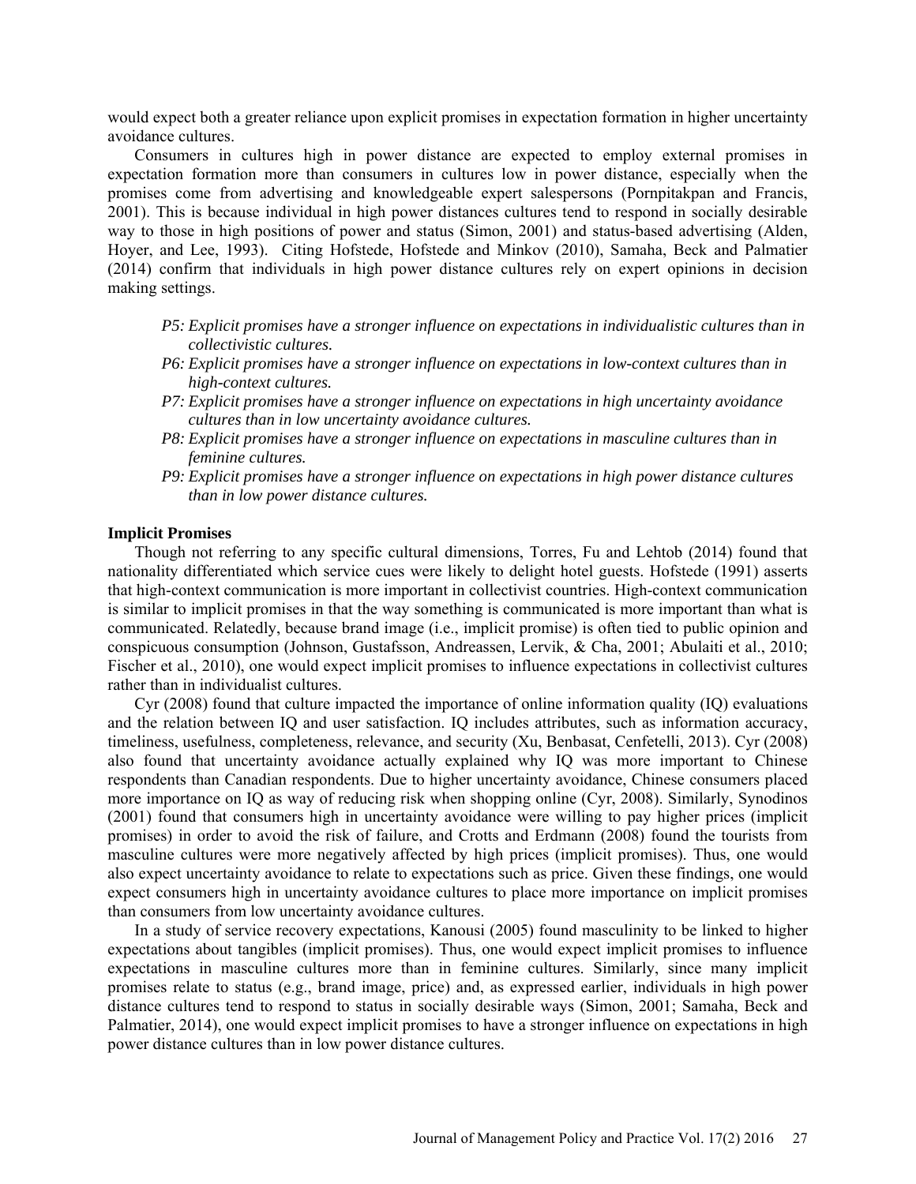would expect both a greater reliance upon explicit promises in expectation formation in higher uncertainty avoidance cultures.

Consumers in cultures high in power distance are expected to employ external promises in expectation formation more than consumers in cultures low in power distance, especially when the promises come from advertising and knowledgeable expert salespersons (Pornpitakpan and Francis, 2001). This is because individual in high power distances cultures tend to respond in socially desirable way to those in high positions of power and status (Simon, 2001) and status-based advertising (Alden, Hoyer, and Lee, 1993). Citing Hofstede, Hofstede and Minkov (2010), Samaha, Beck and Palmatier (2014) confirm that individuals in high power distance cultures rely on expert opinions in decision making settings.

*P5: Explicit promises have a stronger influence on expectations in individualistic cultures than in collectivistic cultures.*

*P6: Explicit promises have a stronger influence on expectations in low-context cultures than in high-context cultures.*

*P7: Explicit promises have a stronger influence on expectations in high uncertainty avoidance cultures than in low uncertainty avoidance cultures.*

*P8: Explicit promises have a stronger influence on expectations in masculine cultures than in feminine cultures.*

*P9: Explicit promises have a stronger influence on expectations in high power distance cultures than in low power distance cultures.*

**Implicit Promises**

Though not referring to any specific cultural dimensions, Torres, Fu and Lehtob (2014) found that nationality differentiated which service cues were likely to delight hotel guests. Hofstede (1991) asserts that high-context communication is more important in collectivist countries. High-context communication is similar to implicit promises in that the way something is communicated is more important than what is communicated. Relatedly, because brand image (i.e., implicit promise) is often tied to public opinion and conspicuous consumption (Johnson, Gustafsson, Andreassen, Lervik, & Cha, 2001; Abulaiti et al., 2010; Fischer et al., 2010), one would expect implicit promises to influence expectations in collectivist cultures rather than in individualist cultures.

Cyr (2008) found that culture impacted the importance of online information quality (IQ) evaluations and the relation between IQ and user satisfaction. IQ includes attributes, such as information accuracy, timeliness, usefulness, completeness, relevance, and security (Xu, Benbasat, Cenfetelli, 2013). Cyr (2008) also found that uncertainty avoidance actually explained why IQ was more important to Chinese respondents than Canadian respondents. Due to higher uncertainty avoidance, Chinese consumers placed more importance on IQ as way of reducing risk when shopping online (Cyr, 2008). Similarly, Synodinos (2001) found that consumers high in uncertainty avoidance were willing to pay higher prices (implicit promises) in order to avoid the risk of failure, and Crotts and Erdmann (2008) found the tourists from masculine cultures were more negatively affected by high prices (implicit promises). Thus, one would also expect uncertainty avoidance to relate to expectations such as price. Given these findings, one would expect consumers high in uncertainty avoidance cultures to place more importance on implicit promises than consumers from low uncertainty avoidance cultures.

In a study of service recovery expectations, Kanousi (2005) found masculinity to be linked to higher expectations about tangibles (implicit promises). Thus, one would expect implicit promises to influence expectations in masculine cultures more than in feminine cultures. Similarly, since many implicit promises relate to status (e.g., brand image, price) and, as expressed earlier, individuals in high power distance cultures tend to respond to status in socially desirable ways (Simon, 2001; Samaha, Beck and Palmatier, 2014), one would expect implicit promises to have a stronger influence on expectations in high power distance cultures than in low power distance cultures.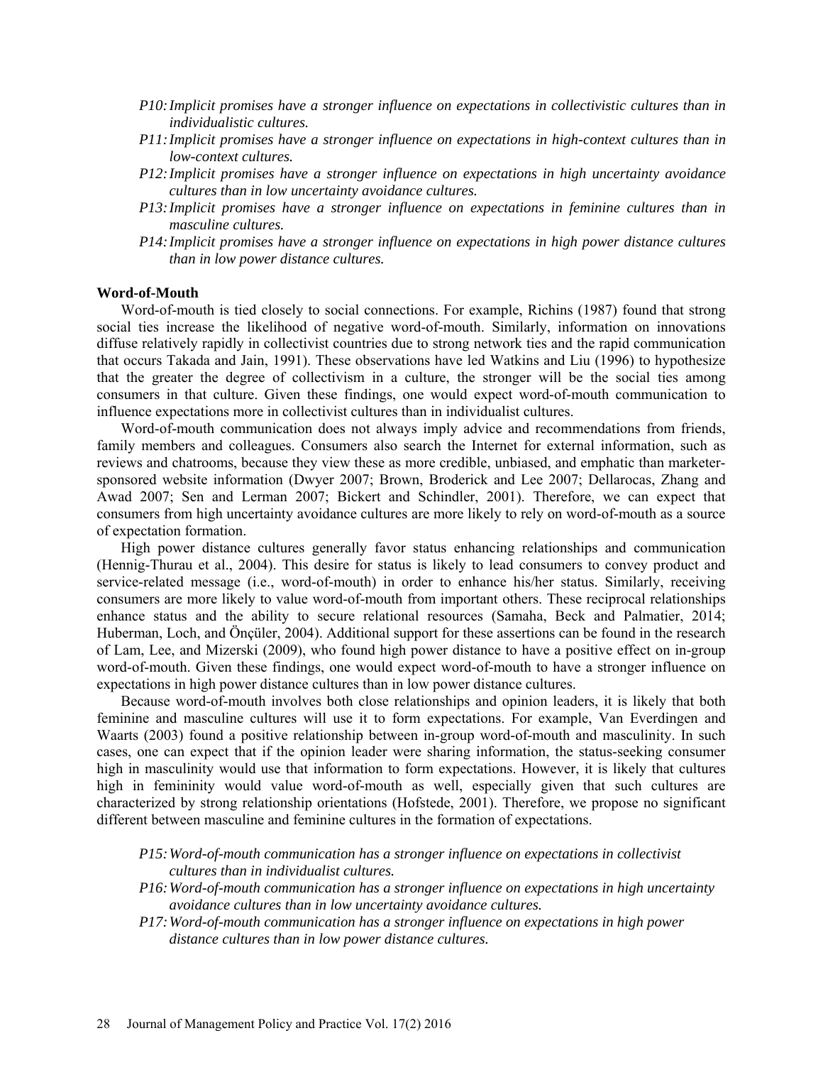*P10: Implicit promises have a stronger influence on expectations in collectivistic cultures than in individualistic cultures.*

*P11: Implicit promises have a stronger influence on expectations in high-context cultures than in low-context cultures.*

*P12: Implicit promises have a stronger influence on expectations in high uncertainty avoidance cultures than in low uncertainty avoidance cultures.*

*P13: Implicit promises have a stronger influence on expectations in feminine cultures than in masculine cultures.*

*P14: Implicit promises have a stronger influence on expectations in high power distance cultures than in low power distance cultures.*

**Word-of-Mouth**

Word-of-mouth is tied closely to social connections. For example, Richins (1987) found that strong social ties increase the likelihood of negative word-of-mouth. Similarly, information on innovations diffuse relatively rapidly in collectivist countries due to strong network ties and the rapid communication that occurs Takada and Jain, 1991). These observations have led Watkins and Liu (1996) to hypothesize that the greater the degree of collectivism in a culture, the stronger will be the social ties among consumers in that culture. Given these findings, one would expect word-of-mouth communication to influence expectations more in collectivist cultures than in individualist cultures.

Word-of-mouth communication does not always imply advice and recommendations from friends, family members and colleagues. Consumers also search the Internet for external information, such as reviews and chatrooms, because they view these as more credible, unbiased, and emphatic than marketer-sponsored website information (Dwyer 2007; Brown, Broderick and Lee 2007; Dellarocas, Zhang and Awad 2007; Sen and Lerman 2007; Bickert and Schindler, 2001). Therefore, we can expect that consumers from high uncertainty avoidance cultures are more likely to rely on word-of-mouth as a source of expectation formation.

High power distance cultures generally favor status enhancing relationships and communication (Hennig-Thurau et al., 2004). This desire for status is likely to lead consumers to convey product and service-related message (i.e., word-of-mouth) in order to enhance his/her status. Similarly, receiving consumers are more likely to value word-of-mouth from important others. These reciprocal relationships enhance status and the ability to secure relational resources (Samaha, Beck and Palmatier, 2014; Huberman, Loch, and Önçüler, 2004). Additional support for these assertions can be found in the research of Lam, Lee, and Mizerski (2009), who found high power distance to have a positive effect on in-group word-of-mouth. Given these findings, one would expect word-of-mouth to have a stronger influence on expectations in high power distance cultures than in low power distance cultures.

Because word-of-mouth involves both close relationships and opinion leaders, it is likely that both feminine and masculine cultures will use it to form expectations. For example, Van Everdingen and Waarts (2003) found a positive relationship between in-group word-of-mouth and masculinity. In such cases, one can expect that if the opinion leader were sharing information, the status-seeking consumer high in masculinity would use that information to form expectations. However, it is likely that cultures high in femininity would value word-of-mouth as well, especially given that such cultures are characterized by strong relationship orientations (Hofstede, 2001). Therefore, we propose no significant different between masculine and feminine cultures in the formation of expectations.

*P15: Word-of-mouth communication has a stronger influence on expectations in collectivist cultures than in individualist cultures.*

*P16: Word-of-mouth communication has a stronger influence on expectations in high uncertainty avoidance cultures than in low uncertainty avoidance cultures.*

*P17: Word-of-mouth communication has a stronger influence on expectations in high power distance cultures than in low power distance cultures.*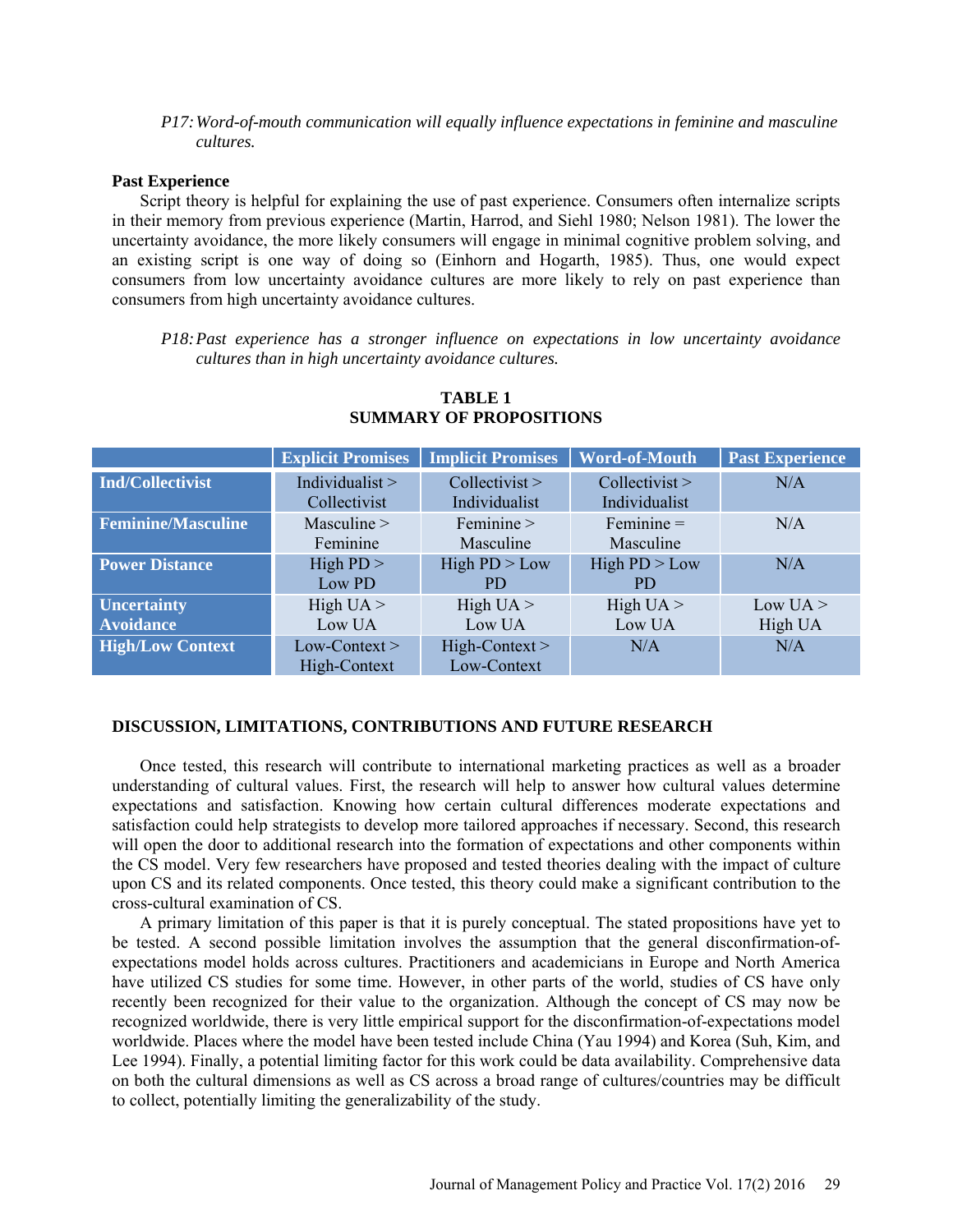*P17: Word-of-mouth communication will equally influence expectations in feminine and masculine cultures.*

**Past Experience**

Script theory is helpful for explaining the use of past experience. Consumers often internalize scripts in their memory from previous experience (Martin, Harrod, and Siehl 1980; Nelson 1981). The lower the uncertainty avoidance, the more likely consumers will engage in minimal cognitive problem solving, and an existing script is one way of doing so (Einhorn and Hogarth, 1985). Thus, one would expect consumers from low uncertainty avoidance cultures are more likely to rely on past experience than consumers from high uncertainty avoidance cultures.

*P18: Past experience has a stronger influence on expectations in low uncertainty avoidance cultures than in high uncertainty avoidance cultures.*

**TABLE 1**
**SUMMARY OF PROPOSITIONS**

| | Explicit Promises | Implicit Promises | Word-of-Mouth | Past Experience |
|---|---|---|---|---|
| **Ind/Collectivist** | Individualist > Collectivist | Collectivist > Individualist | Collectivist > Individualist | N/A |
| **Feminine/Masculine** | Masculine > Feminine | Feminine > Masculine | Feminine = Masculine | N/A |
| **Power Distance** | High PD > Low PD | High PD > Low PD | High PD > Low PD | N/A |
| **Uncertainty Avoidance** | High UA > Low UA | High UA > Low UA | High UA > Low UA | Low UA > High UA |
| **High/Low Context** | Low-Context > High-Context | High-Context > Low-Context | N/A | N/A |

## DISCUSSION, LIMITATIONS, CONTRIBUTIONS AND FUTURE RESEARCH

Once tested, this research will contribute to international marketing practices as well as a broader understanding of cultural values. First, the research will help to answer how cultural values determine expectations and satisfaction. Knowing how certain cultural differences moderate expectations and satisfaction could help strategists to develop more tailored approaches if necessary. Second, this research will open the door to additional research into the formation of expectations and other components within the CS model. Very few researchers have proposed and tested theories dealing with the impact of culture upon CS and its related components. Once tested, this theory could make a significant contribution to the cross-cultural examination of CS.

A primary limitation of this paper is that it is purely conceptual. The stated propositions have yet to be tested. A second possible limitation involves the assumption that the general disconfirmation-of-expectations model holds across cultures. Practitioners and academicians in Europe and North America have utilized CS studies for some time. However, in other parts of the world, studies of CS have only recently been recognized for their value to the organization. Although the concept of CS may now be recognized worldwide, there is very little empirical support for the disconfirmation-of-expectations model worldwide. Places where the model have been tested include China (Yau 1994) and Korea (Suh, Kim, and Lee 1994). Finally, a potential limiting factor for this work could be data availability. Comprehensive data on both the cultural dimensions as well as CS across a broad range of cultures/countries may be difficult to collect, potentially limiting the generalizability of the study.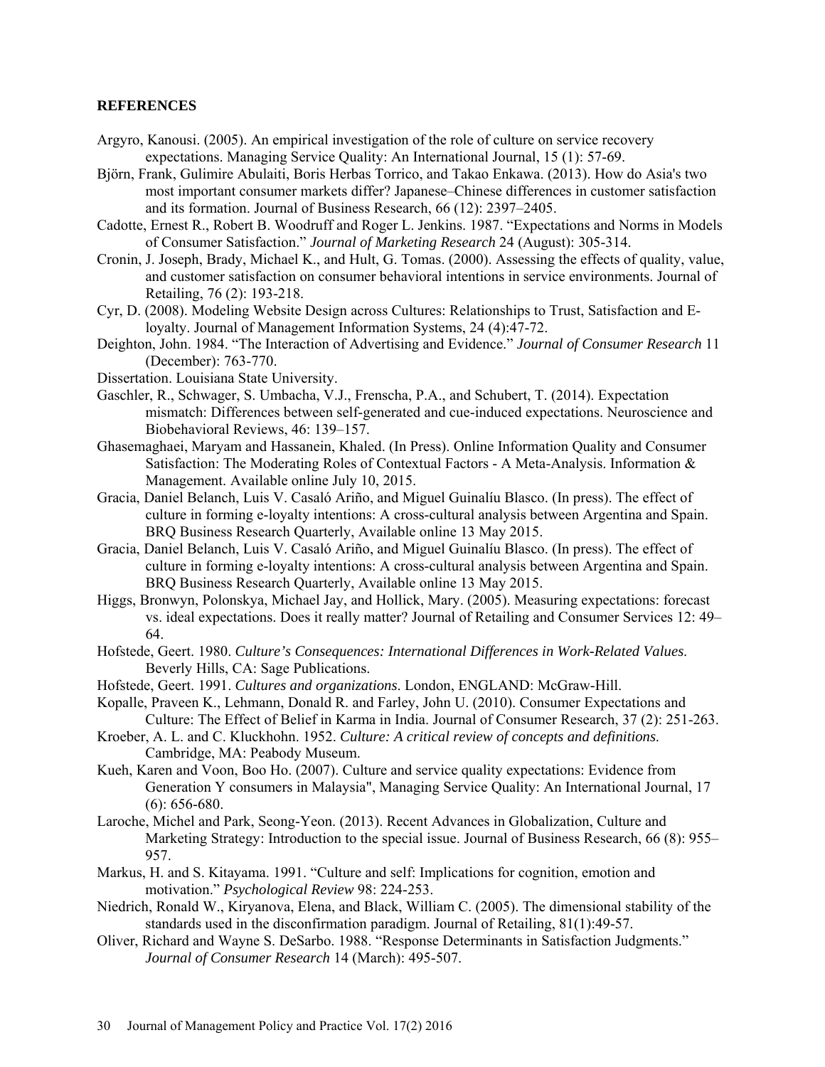**REFERENCES**

Argyro, Kanousi. (2005). An empirical investigation of the role of culture on service recovery expectations. Managing Service Quality: An International Journal, 15 (1): 57-69.

Björn, Frank, Gulimire Abulaiti, Boris Herbas Torrico, and Takao Enkawa. (2013). How do Asia's two most important consumer markets differ? Japanese–Chinese differences in customer satisfaction and its formation. Journal of Business Research, 66 (12): 2397–2405.

Cadotte, Ernest R., Robert B. Woodruff and Roger L. Jenkins. 1987. "Expectations and Norms in Models of Consumer Satisfaction." *Journal of Marketing Research* 24 (August): 305-314.

Cronin, J. Joseph, Brady, Michael K., and Hult, G. Tomas. (2000). Assessing the effects of quality, value, and customer satisfaction on consumer behavioral intentions in service environments. Journal of Retailing, 76 (2): 193-218.

Cyr, D. (2008). Modeling Website Design across Cultures: Relationships to Trust, Satisfaction and E-loyalty. Journal of Management Information Systems, 24 (4):47-72.

Deighton, John. 1984. "The Interaction of Advertising and Evidence." *Journal of Consumer Research* 11 (December): 763-770.

Dissertation. Louisiana State University.

Gaschler, R., Schwager, S. Umbacha, V.J., Frenscha, P.A., and Schubert, T. (2014). Expectation mismatch: Differences between self-generated and cue-induced expectations. Neuroscience and Biobehavioral Reviews, 46: 139–157.

Ghasemaghaei, Maryam and Hassanein, Khaled. (In Press). Online Information Quality and Consumer Satisfaction: The Moderating Roles of Contextual Factors - A Meta-Analysis. Information & Management. Available online July 10, 2015.

Gracia, Daniel Belanch, Luis V. Casaló Ariño, and Miguel Guinalíu Blasco. (In press). The effect of culture in forming e-loyalty intentions: A cross-cultural analysis between Argentina and Spain. BRQ Business Research Quarterly, Available online 13 May 2015.

Gracia, Daniel Belanch, Luis V. Casaló Ariño, and Miguel Guinalíu Blasco. (In press). The effect of culture in forming e-loyalty intentions: A cross-cultural analysis between Argentina and Spain. BRQ Business Research Quarterly, Available online 13 May 2015.

Higgs, Bronwyn, Polonskya, Michael Jay, and Hollick, Mary. (2005). Measuring expectations: forecast vs. ideal expectations. Does it really matter? Journal of Retailing and Consumer Services 12: 49–64.

Hofstede, Geert. 1980. *Culture's Consequences: International Differences in Work-Related Values*. Beverly Hills, CA: Sage Publications.

Hofstede, Geert. 1991. *Cultures and organizations*. London, ENGLAND: McGraw-Hill.

Kopalle, Praveen K., Lehmann, Donald R. and Farley, John U. (2010). Consumer Expectations and Culture: The Effect of Belief in Karma in India. Journal of Consumer Research, 37 (2): 251-263.

Kroeber, A. L. and C. Kluckhohn. 1952. *Culture: A critical review of concepts and definitions.* Cambridge, MA: Peabody Museum.

Kueh, Karen and Voon, Boo Ho. (2007). Culture and service quality expectations: Evidence from Generation Y consumers in Malaysia", Managing Service Quality: An International Journal, 17 (6): 656-680.

Laroche, Michel and Park, Seong-Yeon. (2013). Recent Advances in Globalization, Culture and Marketing Strategy: Introduction to the special issue. Journal of Business Research, 66 (8): 955–957.

Markus, H. and S. Kitayama. 1991. "Culture and self: Implications for cognition, emotion and motivation." *Psychological Review* 98: 224-253.

Niedrich, Ronald W., Kiryanova, Elena, and Black, William C. (2005). The dimensional stability of the standards used in the disconfirmation paradigm. Journal of Retailing, 81(1):49-57.

Oliver, Richard and Wayne S. DeSarbo. 1988. "Response Determinants in Satisfaction Judgments." *Journal of Consumer Research* 14 (March): 495-507.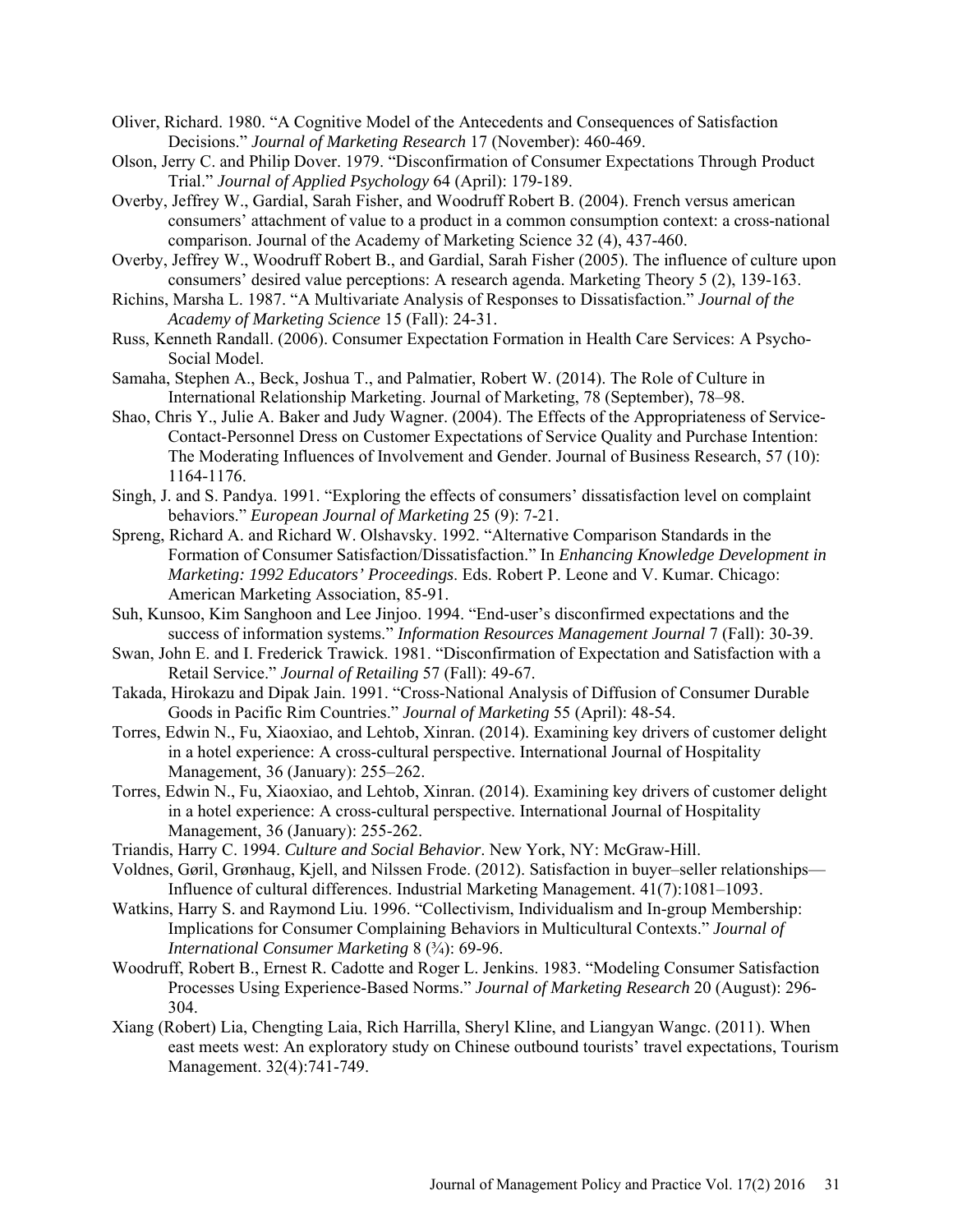Oliver, Richard. 1980. "A Cognitive Model of the Antecedents and Consequences of Satisfaction Decisions." *Journal of Marketing Research* 17 (November): 460-469.

Olson, Jerry C. and Philip Dover. 1979. "Disconfirmation of Consumer Expectations Through Product Trial." *Journal of Applied Psychology* 64 (April): 179-189.

Overby, Jeffrey W., Gardial, Sarah Fisher, and Woodruff Robert B. (2004). French versus american consumers' attachment of value to a product in a common consumption context: a cross-national comparison. Journal of the Academy of Marketing Science 32 (4), 437-460.

Overby, Jeffrey W., Woodruff Robert B., and Gardial, Sarah Fisher (2005). The influence of culture upon consumers' desired value perceptions: A research agenda. Marketing Theory 5 (2), 139-163.

Richins, Marsha L. 1987. "A Multivariate Analysis of Responses to Dissatisfaction." *Journal of the Academy of Marketing Science* 15 (Fall): 24-31.

Russ, Kenneth Randall. (2006). Consumer Expectation Formation in Health Care Services: A Psycho-Social Model.

Samaha, Stephen A., Beck, Joshua T., and Palmatier, Robert W. (2014). The Role of Culture in International Relationship Marketing. Journal of Marketing, 78 (September), 78–98.

Shao, Chris Y., Julie A. Baker and Judy Wagner. (2004). The Effects of the Appropriateness of Service-Contact-Personnel Dress on Customer Expectations of Service Quality and Purchase Intention: The Moderating Influences of Involvement and Gender. Journal of Business Research, 57 (10): 1164-1176.

Singh, J. and S. Pandya. 1991. "Exploring the effects of consumers' dissatisfaction level on complaint behaviors." *European Journal of Marketing* 25 (9): 7-21.

Spreng, Richard A. and Richard W. Olshavsky. 1992. "Alternative Comparison Standards in the Formation of Consumer Satisfaction/Dissatisfaction." In *Enhancing Knowledge Development in Marketing: 1992 Educators' Proceedings*. Eds. Robert P. Leone and V. Kumar. Chicago: American Marketing Association, 85-91.

Suh, Kunsoo, Kim Sanghoon and Lee Jinjoo. 1994. "End-user's disconfirmed expectations and the success of information systems." *Information Resources Management Journal* 7 (Fall): 30-39.

Swan, John E. and I. Frederick Trawick. 1981. "Disconfirmation of Expectation and Satisfaction with a Retail Service." *Journal of Retailing* 57 (Fall): 49-67.

Takada, Hirokazu and Dipak Jain. 1991. "Cross-National Analysis of Diffusion of Consumer Durable Goods in Pacific Rim Countries." *Journal of Marketing* 55 (April): 48-54.

Torres, Edwin N., Fu, Xiaoxiao, and Lehtob, Xinran. (2014). Examining key drivers of customer delight in a hotel experience: A cross-cultural perspective. International Journal of Hospitality Management, 36 (January): 255–262.

Torres, Edwin N., Fu, Xiaoxiao, and Lehtob, Xinran. (2014). Examining key drivers of customer delight in a hotel experience: A cross-cultural perspective. International Journal of Hospitality Management, 36 (January): 255-262.

Triandis, Harry C. 1994. *Culture and Social Behavior*. New York, NY: McGraw-Hill.

Voldnes, Gøril, Grønhaug, Kjell, and Nilssen Frode. (2012). Satisfaction in buyer–seller relationships—Influence of cultural differences. Industrial Marketing Management. 41(7):1081–1093.

Watkins, Harry S. and Raymond Liu. 1996. "Collectivism, Individualism and In-group Membership: Implications for Consumer Complaining Behaviors in Multicultural Contexts." *Journal of International Consumer Marketing* 8 (¾): 69-96.

Woodruff, Robert B., Ernest R. Cadotte and Roger L. Jenkins. 1983. "Modeling Consumer Satisfaction Processes Using Experience-Based Norms." *Journal of Marketing Research* 20 (August): 296-304.

Xiang (Robert) Lia, Chengting Laia, Rich Harrilla, Sheryl Kline, and Liangyan Wangc. (2011). When east meets west: An exploratory study on Chinese outbound tourists' travel expectations, Tourism Management. 32(4):741-749.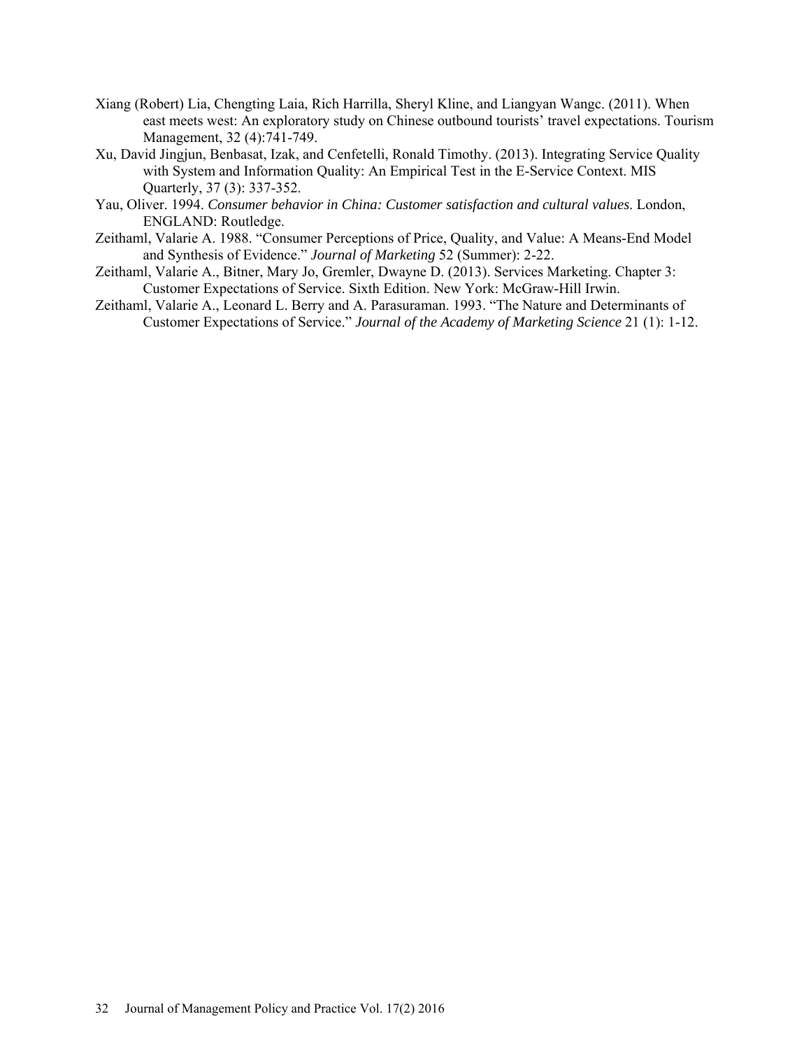Xiang (Robert) Lia, Chengting Laia, Rich Harrilla, Sheryl Kline, and Liangyan Wangc. (2011). When east meets west: An exploratory study on Chinese outbound tourists' travel expectations. Tourism Management, 32 (4):741-749.

Xu, David Jingjun, Benbasat, Izak, and Cenfetelli, Ronald Timothy. (2013). Integrating Service Quality with System and Information Quality: An Empirical Test in the E-Service Context. MIS Quarterly, 37 (3): 337-352.

Yau, Oliver. 1994. *Consumer behavior in China: Customer satisfaction and cultural values*. London, ENGLAND: Routledge.

Zeithaml, Valarie A. 1988. "Consumer Perceptions of Price, Quality, and Value: A Means-End Model and Synthesis of Evidence." *Journal of Marketing* 52 (Summer): 2-22.

Zeithaml, Valarie A., Bitner, Mary Jo, Gremler, Dwayne D. (2013). Services Marketing. Chapter 3: Customer Expectations of Service. Sixth Edition. New York: McGraw-Hill Irwin.

Zeithaml, Valarie A., Leonard L. Berry and A. Parasuraman. 1993. "The Nature and Determinants of Customer Expectations of Service." *Journal of the Academy of Marketing Science* 21 (1): 1-12.